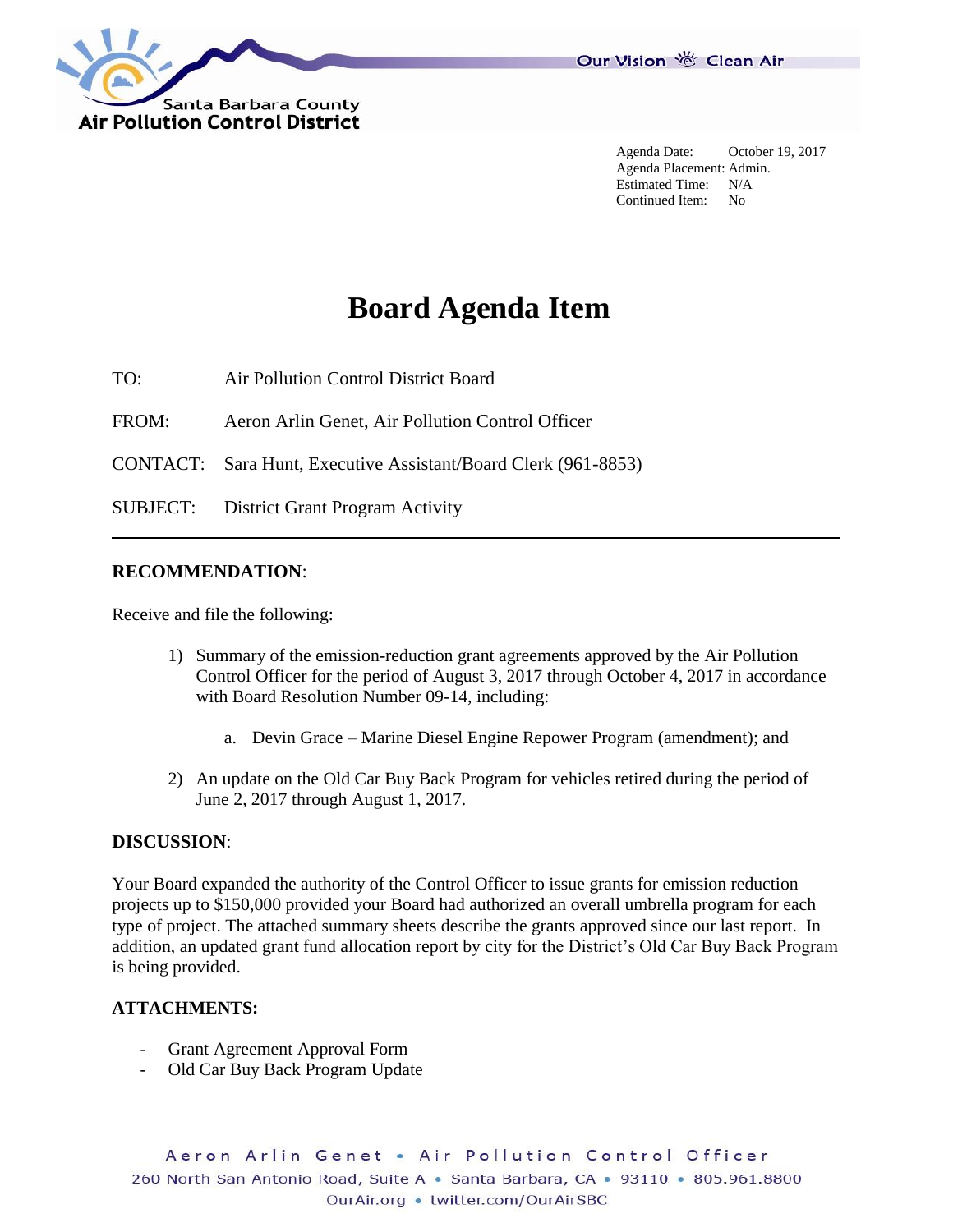Santa Barbara County
Air Pollution Control District

Our Vision Clean Air

Agenda Date: October 19, 2017
Agenda Placement: Admin.
Estimated Time: N/A
Continued Item: No

# Board Agenda Item

TO: Air Pollution Control District Board

FROM: Aeron Arlin Genet, Air Pollution Control Officer

CONTACT: Sara Hunt, Executive Assistant/Board Clerk (961-8853)

SUBJECT: District Grant Program Activity

---

**RECOMMENDATION**:

Receive and file the following:

1) Summary of the emission-reduction grant agreements approved by the Air Pollution Control Officer for the period of August 3, 2017 through October 4, 2017 in accordance with Board Resolution Number 09-14, including:

   a. Devin Grace – Marine Diesel Engine Repower Program (amendment); and

2) An update on the Old Car Buy Back Program for vehicles retired during the period of June 2, 2017 through August 1, 2017.

**DISCUSSION**:

Your Board expanded the authority of the Control Officer to issue grants for emission reduction projects up to $150,000 provided your Board had authorized an overall umbrella program for each type of project. The attached summary sheets describe the grants approved since our last report. In addition, an updated grant fund allocation report by city for the District's Old Car Buy Back Program is being provided.

**ATTACHMENTS:**

- Grant Agreement Approval Form
- Old Car Buy Back Program Update

Aeron Arlin Genet • Air Pollution Control Officer
260 North San Antonio Road, Suite A • Santa Barbara, CA • 93110 • 805.961.8800
OurAir.org • twitter.com/OurAirSBC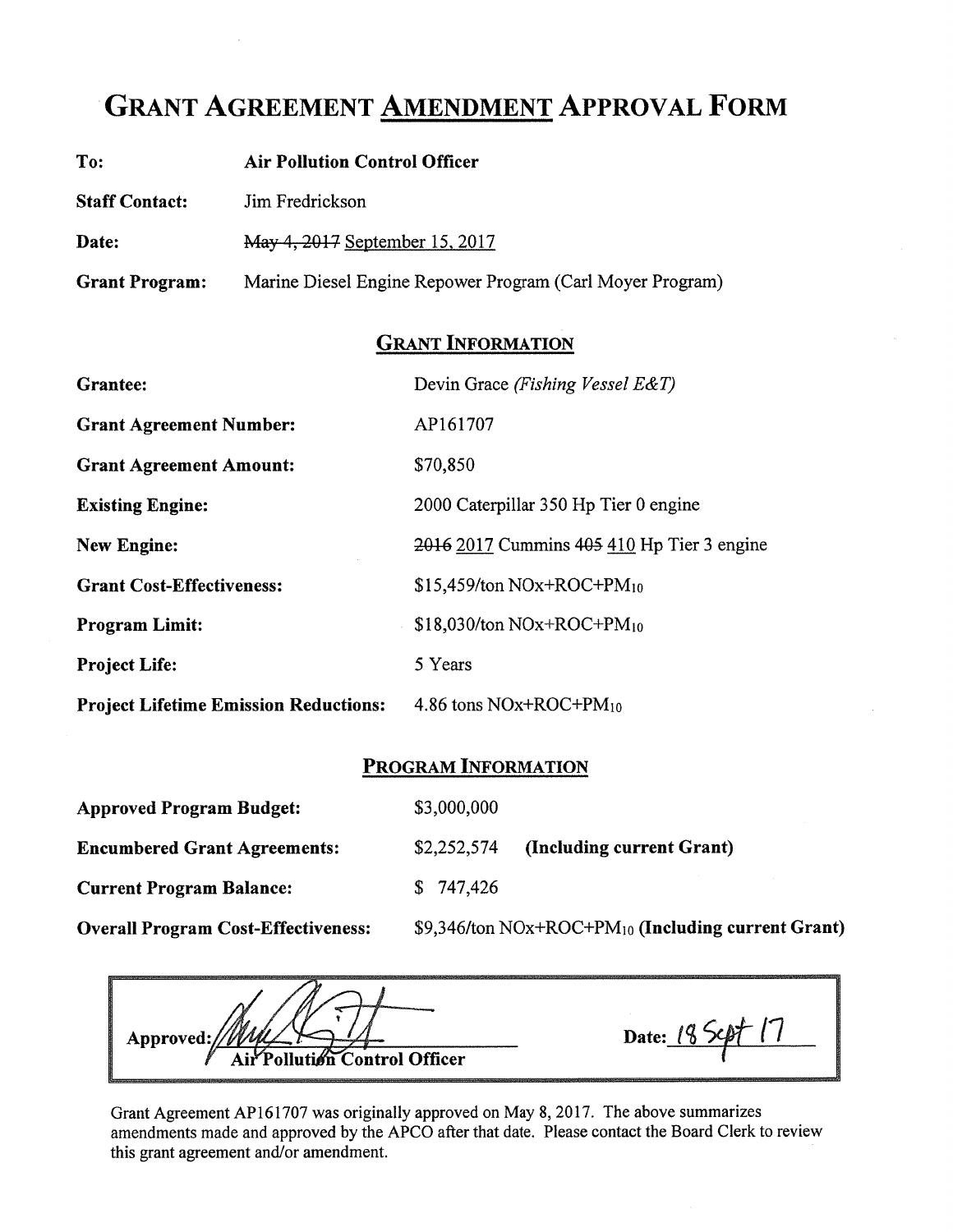# GRANT AGREEMENT AMENDMENT APPROVAL FORM

**To:** **Air Pollution Control Officer**

**Staff Contact:** Jim Fredrickson

**Date:** ~~May 4, 2017~~ September 15, 2017

**Grant Program:** Marine Diesel Engine Repower Program (Carl Moyer Program)

## GRANT INFORMATION

| | |
|---|---|
| **Grantee:** | Devin Grace *(Fishing Vessel E&T)* |
| **Grant Agreement Number:** | AP161707 |
| **Grant Agreement Amount:** | \$70,850 |
| **Existing Engine:** | 2000 Caterpillar 350 Hp Tier 0 engine |
| **New Engine:** | ~~2016~~ 2017 Cummins ~~405~~ 410 Hp Tier 3 engine |
| **Grant Cost-Effectiveness:** | \$15,459/ton $NOx+ROC+PM_{10}$ |
| **Program Limit:** | \$18,030/ton $NOx+ROC+PM_{10}$ |
| **Project Life:** | 5 Years |
| **Project Lifetime Emission Reductions:** | 4.86 tons $NOx+ROC+PM_{10}$ |

## PROGRAM INFORMATION

| | |
|---|---|
| **Approved Program Budget:** | \$3,000,000 |
| **Encumbered Grant Agreements:** | \$2,252,574 **(Including current Grant)** |
| **Current Program Balance:** | \$ 747,426 |
| **Overall Program Cost-Effectiveness:** | \$9,346/ton $NOx+ROC+PM_{10}$ **(Including current Grant)** |

**Approved:** [signature]
Air Pollution Control Officer

**Date:** 18 Sept 17

Grant Agreement AP161707 was originally approved on May 8, 2017. The above summarizes amendments made and approved by the APCO after that date. Please contact the Board Clerk to review this grant agreement and/or amendment.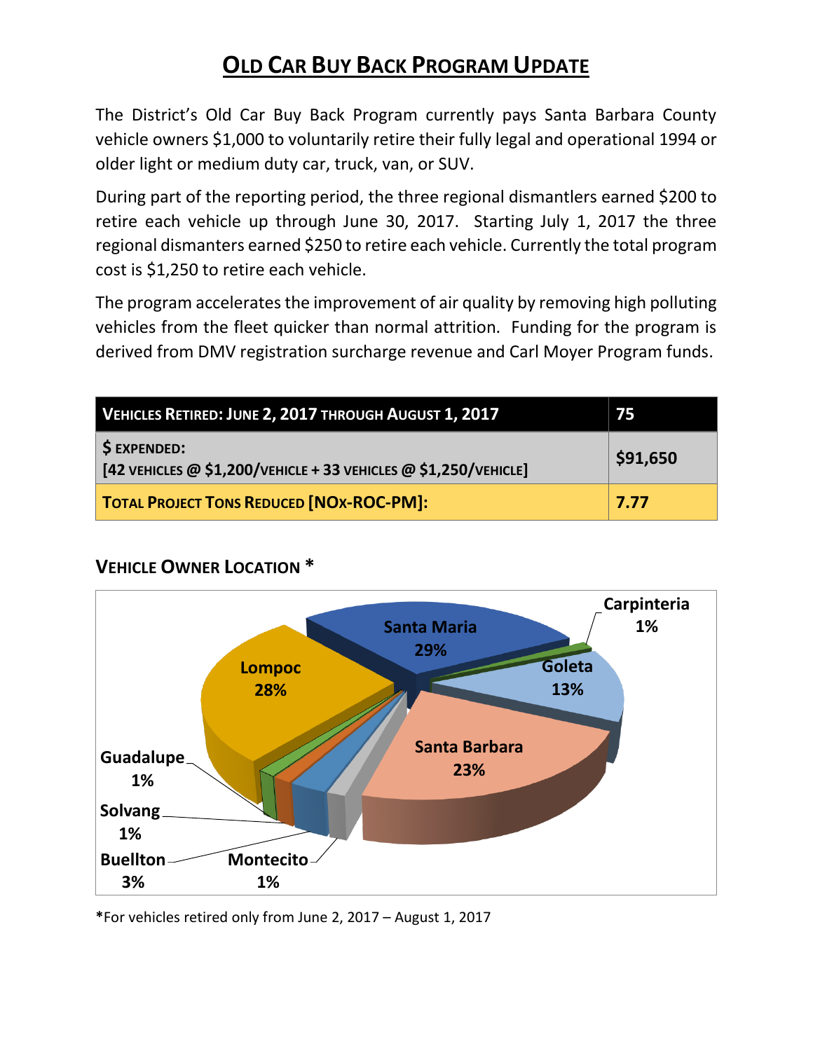# OLD CAR BUY BACK PROGRAM UPDATE

The District's Old Car Buy Back Program currently pays Santa Barbara County vehicle owners $1,000 to voluntarily retire their fully legal and operational 1994 or older light or medium duty car, truck, van, or SUV.

During part of the reporting period, the three regional dismantlers earned $200 to retire each vehicle up through June 30, 2017. Starting July 1, 2017 the three regional dismanters earned $250 to retire each vehicle. Currently the total program cost is $1,250 to retire each vehicle.

The program accelerates the improvement of air quality by removing high polluting vehicles from the fleet quicker than normal attrition. Funding for the program is derived from DMV registration surcharge revenue and Carl Moyer Program funds.

| VEHICLES RETIRED: JUNE 2, 2017 THROUGH AUGUST 1, 2017 | 75 |
|---|---|
| $ EXPENDED: [42 VEHICLES @ $1,200/VEHICLE + 33 VEHICLES @ $1,250/VEHICLE] | $91,650 |
| TOTAL PROJECT TONS REDUCED [NOX-ROC-PM]: | 7.77 |

## VEHICLE OWNER LOCATION *

Santa Maria 29%
Carpinteria 1%
Goleta 13%
Santa Barbara 23%
Lompoc 28%
Guadalupe 1%
Solvang 1%
Buellton 3%
Montecito 1%

*For vehicles retired only from June 2, 2017 – August 1, 2017